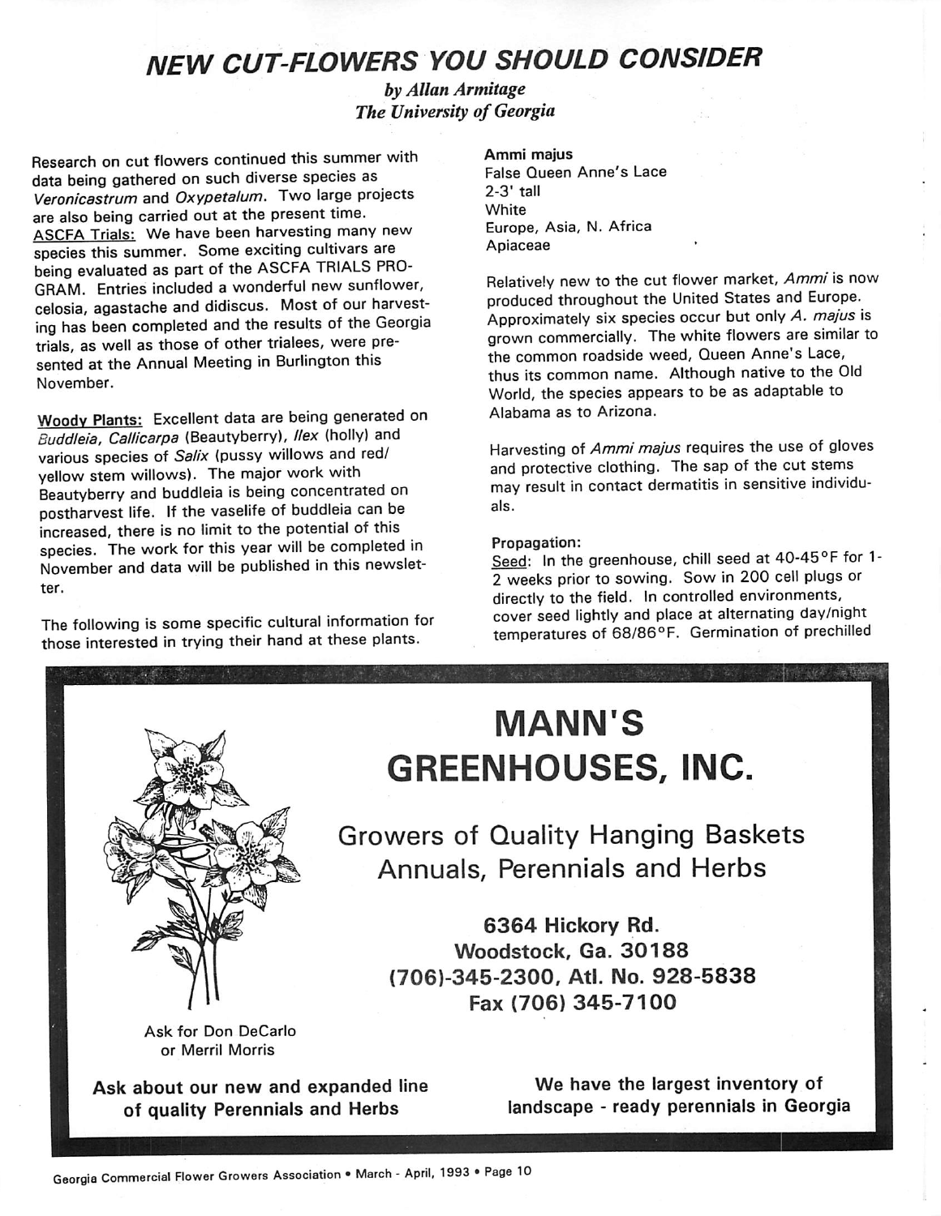# NEW CUT-FLOWERS YOU SHOULD CONSIDER

*by Allan Armitage*
*The University of Georgia*

Research on cut flowers continued this summer with data being gathered on such diverse species as *Veronicastrum* and *Oxypetalum*. Two large projects are also being carried out at the present time.

ASCFA Trials: We have been harvesting many new species this summer. Some exciting cultivars are being evaluated as part of the ASCFA TRIALS PROGRAM. Entries included a wonderful new sunflower, celosia, agastache and didiscus. Most of our harvesting has been completed and the results of the Georgia trials, as well as those of other trialees, were presented at the Annual Meeting in Burlington this November.

Woody Plants: Excellent data are being generated on *Buddleia*, *Callicarpa* (Beautyberry), *Ilex* (holly) and various species of *Salix* (pussy willows and red/yellow stem willows). The major work with Beautyberry and buddleia is being concentrated on postharvest life. If the vaselife of buddleia can be increased, there is no limit to the potential of this species. The work for this year will be completed in November and data will be published in this newsletter.

The following is some specific cultural information for those interested in trying their hand at these plants.

**Ammi majus**
False Queen Anne's Lace
2-3' tall
White
Europe, Asia, N. Africa
Apiaceae

Relatively new to the cut flower market, *Ammi* is now produced throughout the United States and Europe. Approximately six species occur but only *A. majus* is grown commercially. The white flowers are similar to the common roadside weed, Queen Anne's Lace, thus its common name. Although native to the Old World, the species appears to be as adaptable to Alabama as to Arizona.

Harvesting of *Ammi majus* requires the use of gloves and protective clothing. The sap of the cut stems may result in contact dermatitis in sensitive individuals.

**Propagation:**

Seed: In the greenhouse, chill seed at 40-45°F for 1-2 weeks prior to sowing. Sow in 200 cell plugs or directly to the field. In controlled environments, cover seed lightly and place at alternating day/night temperatures of 68/86°F. Germination of prechilled

---

**MANN'S GREENHOUSES, INC.**

Growers of Quality Hanging Baskets
Annuals, Perennials and Herbs

6364 Hickory Rd.
Woodstock, Ga. 30188
(706)-345-2300, Atl. No. 928-5838
Fax (706) 345-7100

Ask for Don DeCarlo or Merril Morris

Ask about our new and expanded line of quality Perennials and Herbs

We have the largest inventory of landscape - ready perennials in Georgia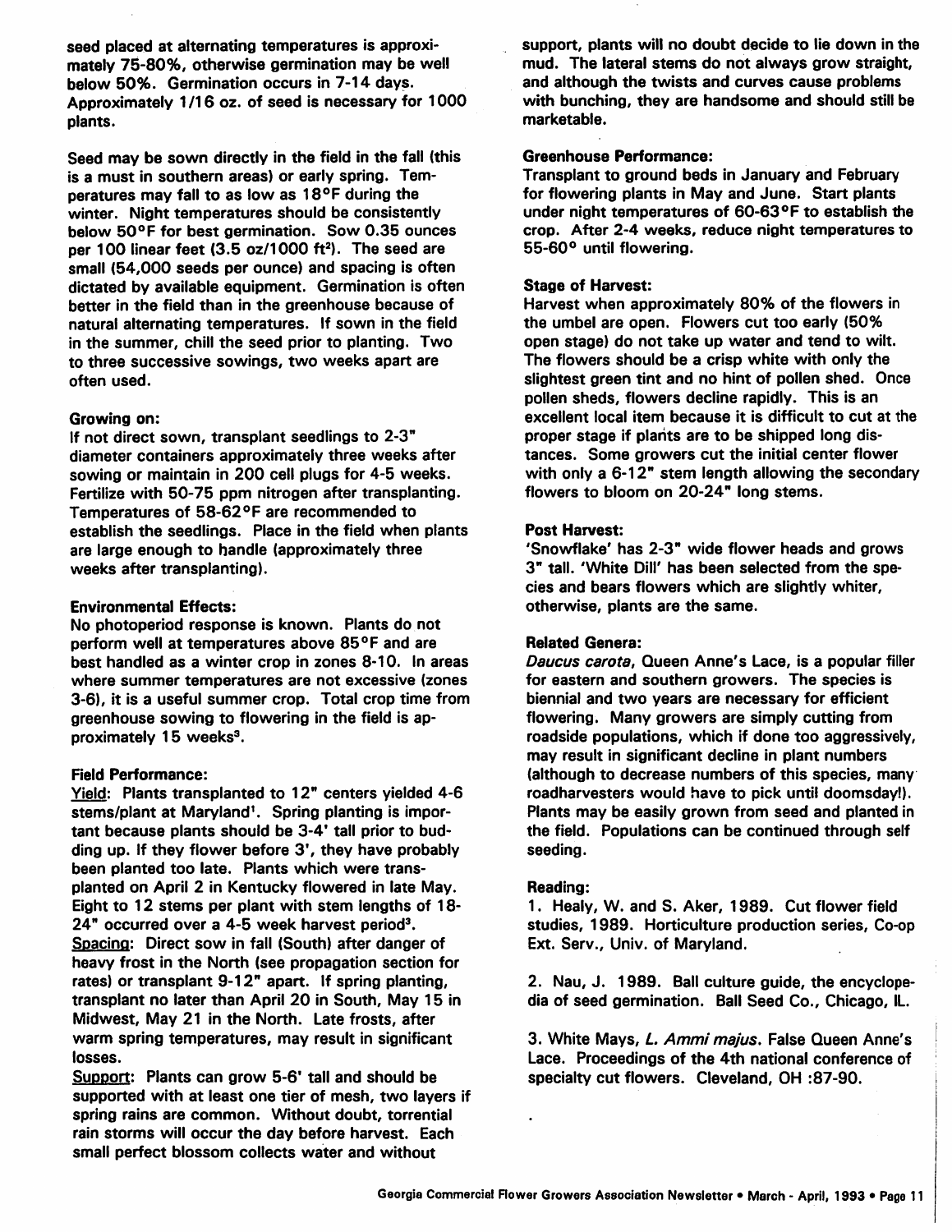seed placed at alternating temperatures is approximately 75-80%, otherwise germination may be well below 50%. Germination occurs in 7-14 days. Approximately 1/16 oz. of seed is necessary for 1000 plants.

Seed may be sown directly in the field in the fall (this is a must in southern areas) or early spring. Temperatures may fall to as low as 18°F during the winter. Night temperatures should be consistently below 50°F for best germination. Sow 0.35 ounces per 100 linear feet (3.5 oz/1000 $ft^2$). The seed are small (54,000 seeds per ounce) and spacing is often dictated by available equipment. Germination is often better in the field than in the greenhouse because of natural alternating temperatures. If sown in the field in the summer, chill the seed prior to planting. Two to three successive sowings, two weeks apart are often used.

### Growing on:

If not direct sown, transplant seedlings to 2-3" diameter containers approximately three weeks after sowing or maintain in 200 cell plugs for 4-5 weeks. Fertilize with 50-75 ppm nitrogen after transplanting. Temperatures of 58-62°F are recommended to establish the seedlings. Place in the field when plants are large enough to handle (approximately three weeks after transplanting).

### Environmental Effects:

No photoperiod response is known. Plants do not perform well at temperatures above 85°F and are best handled as a winter crop in zones 8-10. In areas where summer temperatures are not excessive (zones 3-6), it is a useful summer crop. Total crop time from greenhouse sowing to flowering in the field is approximately 15 weeks[3].

### Field Performance:

Yield: Plants transplanted to 12" centers yielded 4-6 stems/plant at Maryland[1]. Spring planting is important because plants should be 3-4' tall prior to budding up. If they flower before 3', they have probably been planted too late. Plants which were transplanted on April 2 in Kentucky flowered in late May. Eight to 12 stems per plant with stem lengths of 18-24" occurred over a 4-5 week harvest period[3].

Spacing: Direct sow in fall (South) after danger of heavy frost in the North (see propagation section for rates) or transplant 9-12" apart. If spring planting, transplant no later than April 20 in South, May 15 in Midwest, May 21 in the North. Late frosts, after warm spring temperatures, may result in significant losses.

Support: Plants can grow 5-6' tall and should be supported with at least one tier of mesh, two layers if spring rains are common. Without doubt, torrential rain storms will occur the day before harvest. Each small perfect blossom collects water and without support, plants will no doubt decide to lie down in the mud. The lateral stems do not always grow straight, and although the twists and curves cause problems with bunching, they are handsome and should still be marketable.

### Greenhouse Performance:

Transplant to ground beds in January and February for flowering plants in May and June. Start plants under night temperatures of 60-63°F to establish the crop. After 2-4 weeks, reduce night temperatures to 55-60° until flowering.

### Stage of Harvest:

Harvest when approximately 80% of the flowers in the umbel are open. Flowers cut too early (50% open stage) do not take up water and tend to wilt. The flowers should be a crisp white with only the slightest green tint and no hint of pollen shed. Once pollen sheds, flowers decline rapidly. This is an excellent local item because it is difficult to cut at the proper stage if plants are to be shipped long distances. Some growers cut the initial center flower with only a 6-12" stem length allowing the secondary flowers to bloom on 20-24" long stems.

### Post Harvest:

'Snowflake' has 2-3" wide flower heads and grows 3" tall. 'White Dill' has been selected from the species and bears flowers which are slightly whiter, otherwise, plants are the same.

### Related Genera:

*Daucus carota*, Queen Anne's Lace, is a popular filler for eastern and southern growers. The species is biennial and two years are necessary for efficient flowering. Many growers are simply cutting from roadside populations, which if done too aggressively, may result in significant decline in plant numbers (although to decrease numbers of this species, many roadharvesters would have to pick until doomsday!). Plants may be easily grown from seed and planted in the field. Populations can be continued through self seeding.

### Reading:

1. Healy, W. and S. Aker, 1989. Cut flower field studies, 1989. Horticulture production series, Co-op Ext. Serv., Univ. of Maryland.

2. Nau, J. 1989. Ball culture guide, the encyclopedia of seed germination. Ball Seed Co., Chicago, IL.

3. White Mays, *L. Ammi majus*. False Queen Anne's Lace. Proceedings of the 4th national conference of specialty cut flowers. Cleveland, OH :87-90.